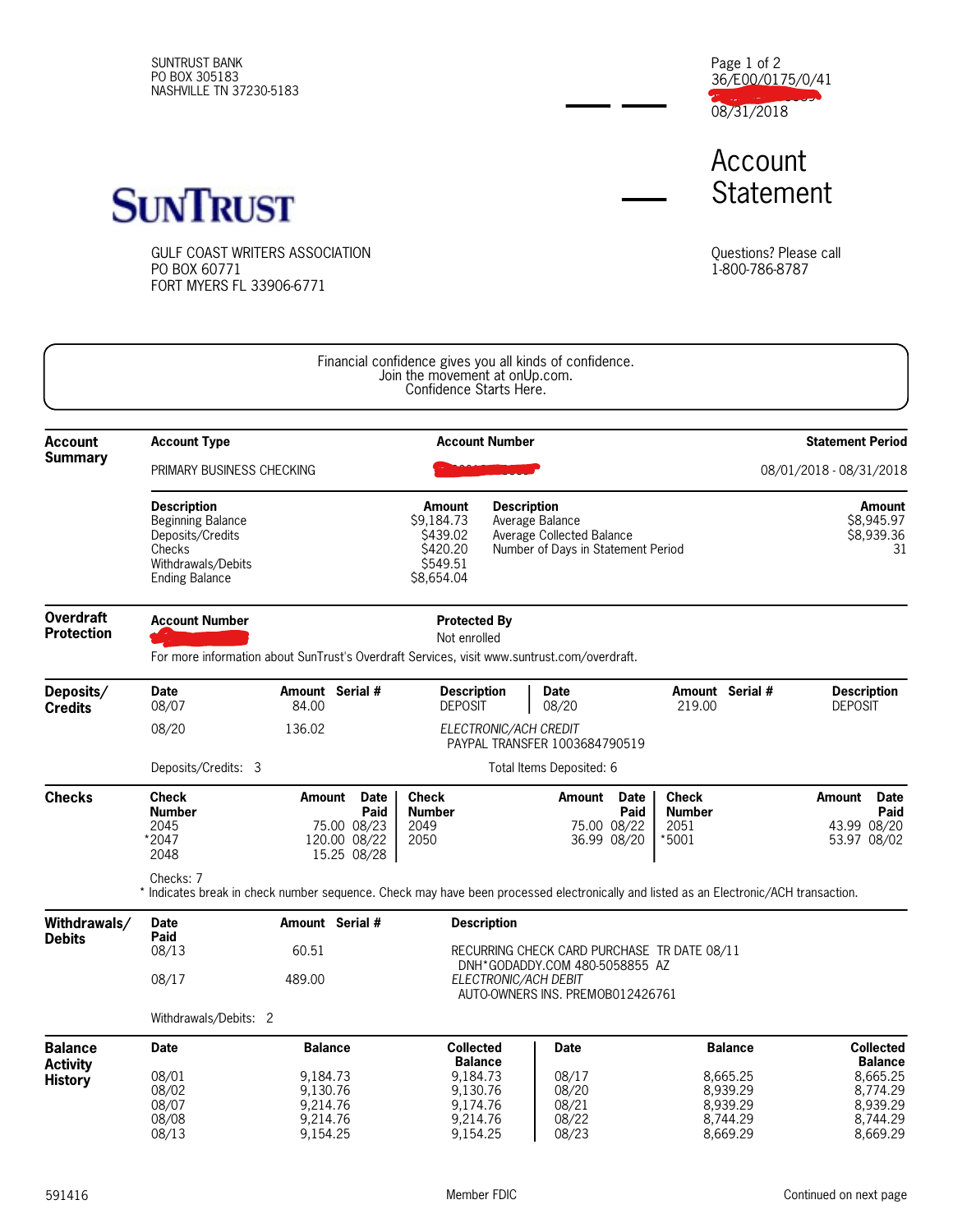SUNTRUST BANK
PO BOX 305183
NASHVILLE TN 37230-5183

36/E00/0175/0/41
08/31/2018

# Account Statement

**SUNTRUST**

GULF COAST WRITERS ASSOCIATION
PO BOX 60771
FORT MYERS FL 33906-6771

Questions? Please call
1-800-786-8787

Financial confidence gives you all kinds of confidence.
Join the movement at onUp.com.
Confidence Starts Here.

## Account Summary

| Account Type | Account Number | Statement Period |
|---|---|---|
| PRIMARY BUSINESS CHECKING | | 08/01/2018 - 08/31/2018 |

| Description | Amount | Description | Amount |
|---|---|---|---|
| Beginning Balance | $9,184.73 | Average Balance | $8,945.97 |
| Deposits/Credits | $439.02 | Average Collected Balance | $8,939.36 |
| Checks | $420.20 | Number of Days in Statement Period | 31 |
| Withdrawals/Debits | $549.51 | | |
| Ending Balance | $8,654.04 | | |

## Overdraft Protection

| Account Number | Protected By |
|---|---|
| | Not enrolled |

For more information about SunTrust's Overdraft Services, visit www.suntrust.com/overdraft.

## Deposits/Credits

| Date | Amount | Serial # | Description |
|---|---|---|---|
| 08/07 | 84.00 | | DEPOSIT |
| 08/20 | 219.00 | | DEPOSIT |
| 08/20 | 136.02 | | *ELECTRONIC/ACH CREDIT* PAYPAL TRANSFER 1003684790519 |

Deposits/Credits: 3 Total Items Deposited: 6

## Checks

| Check Number | Amount | Date Paid | Check Number | Amount | Date Paid | Check Number | Amount | Date Paid |
|---|---|---|---|---|---|---|---|---|
| 2045 | 75.00 | 08/23 | 2049 | 75.00 | 08/22 | 2051 | 43.99 | 08/20 |
| *2047 | 120.00 | 08/22 | 2050 | 36.99 | 08/20 | *5001 | 53.97 | 08/02 |
| 2048 | 15.25 | 08/28 | | | | | | |

Checks: 7

* Indicates break in check number sequence. Check may have been processed electronically and listed as an Electronic/ACH transaction.

## Withdrawals/Debits

| Date Paid | Amount | Serial # | Description |
|---|---|---|---|
| 08/13 | 60.51 | | RECURRING CHECK CARD PURCHASE TR DATE 08/11 DNH*GODADDY.COM 480-5058855 AZ |
| 08/17 | 489.00 | | *ELECTRONIC/ACH DEBIT* AUTO-OWNERS INS. PREMOB012426761 |

Withdrawals/Debits: 2

## Balance Activity History

| Date | Balance | Collected Balance | Date | Balance | Collected Balance |
|---|---|---|---|---|---|
| 08/01 | 9,184.73 | 9,184.73 | 08/17 | 8,665.25 | 8,665.25 |
| 08/02 | 9,130.76 | 9,130.76 | 08/20 | 8,939.29 | 8,774.29 |
| 08/07 | 9,214.76 | 9,174.76 | 08/21 | 8,939.29 | 8,939.29 |
| 08/08 | 9,214.76 | 9,214.76 | 08/22 | 8,744.29 | 8,744.29 |
| 08/13 | 9,154.25 | 9,154.25 | 08/23 | 8,669.29 | 8,669.29 |

591416 Member FDIC Continued on next page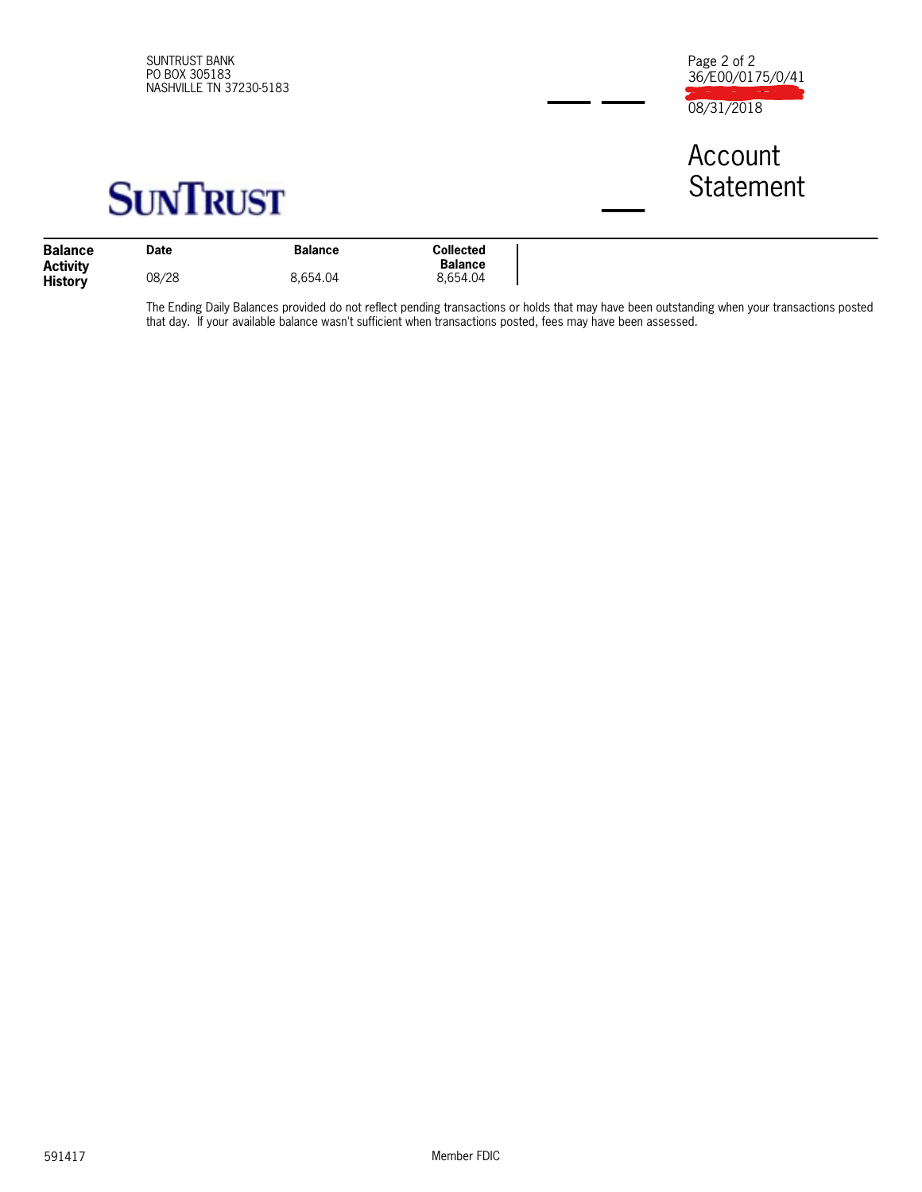SUNTRUST BANK
PO BOX 305183
NASHVILLE TN 37230-5183

36/E00/0175/0/41

08/31/2018

# Account Statement

**SUNTRUST**

| **Balance Activity History** | **Date** | **Balance** | **Collected Balance** |
|---|---|---|---|
| | 08/28 | 8,654.04 | 8,654.04 |

The Ending Daily Balances provided do not reflect pending transactions or holds that may have been outstanding when your transactions posted that day. If your available balance wasn't sufficient when transactions posted, fees may have been assessed.

591417

Member FDIC